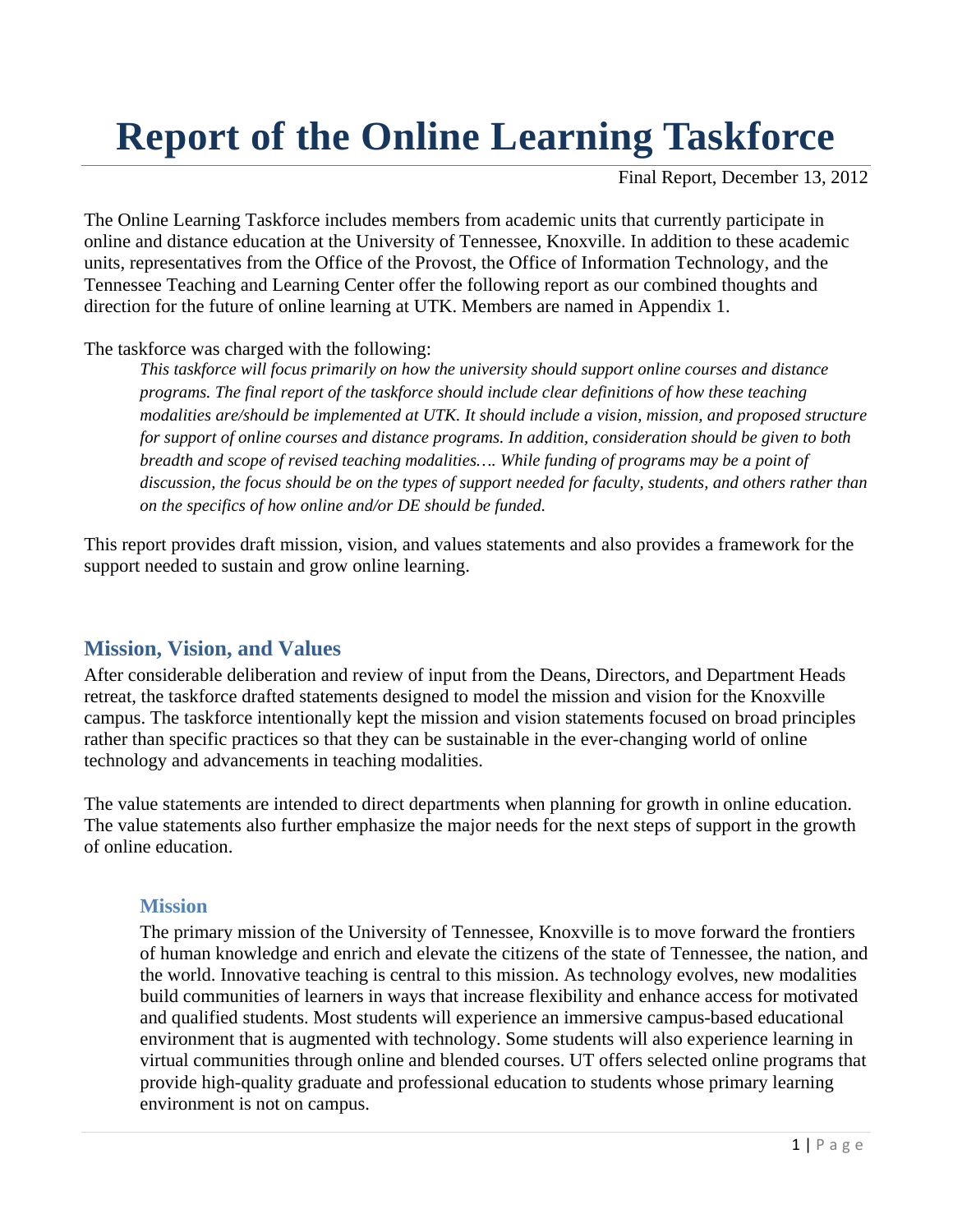# Report of the Online Learning Taskforce

Final Report, December 13, 2012

The Online Learning Taskforce includes members from academic units that currently participate in online and distance education at the University of Tennessee, Knoxville. In addition to these academic units, representatives from the Office of the Provost, the Office of Information Technology, and the Tennessee Teaching and Learning Center offer the following report as our combined thoughts and direction for the future of online learning at UTK. Members are named in Appendix 1.

The taskforce was charged with the following:

> *This taskforce will focus primarily on how the university should support online courses and distance programs. The final report of the taskforce should include clear definitions of how these teaching modalities are/should be implemented at UTK. It should include a vision, mission, and proposed structure for support of online courses and distance programs. In addition, consideration should be given to both breadth and scope of revised teaching modalities…. While funding of programs may be a point of discussion, the focus should be on the types of support needed for faculty, students, and others rather than on the specifics of how online and/or DE should be funded.*

This report provides draft mission, vision, and values statements and also provides a framework for the support needed to sustain and grow online learning.

## Mission, Vision, and Values

After considerable deliberation and review of input from the Deans, Directors, and Department Heads retreat, the taskforce drafted statements designed to model the mission and vision for the Knoxville campus. The taskforce intentionally kept the mission and vision statements focused on broad principles rather than specific practices so that they can be sustainable in the ever-changing world of online technology and advancements in teaching modalities.

The value statements are intended to direct departments when planning for growth in online education. The value statements also further emphasize the major needs for the next steps of support in the growth of online education.

### Mission

The primary mission of the University of Tennessee, Knoxville is to move forward the frontiers of human knowledge and enrich and elevate the citizens of the state of Tennessee, the nation, and the world. Innovative teaching is central to this mission. As technology evolves, new modalities build communities of learners in ways that increase flexibility and enhance access for motivated and qualified students. Most students will experience an immersive campus-based educational environment that is augmented with technology. Some students will also experience learning in virtual communities through online and blended courses. UT offers selected online programs that provide high-quality graduate and professional education to students whose primary learning environment is not on campus.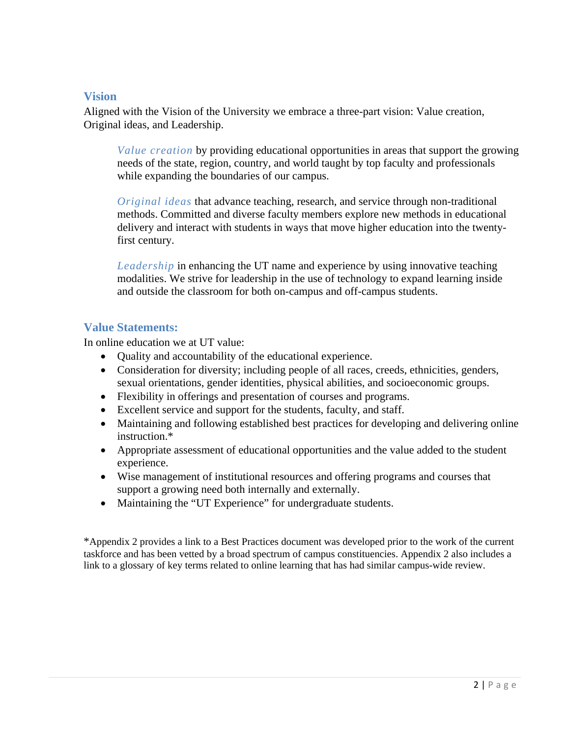## Vision

Aligned with the Vision of the University we embrace a three-part vision: Value creation, Original ideas, and Leadership.

> *Value creation* by providing educational opportunities in areas that support the growing needs of the state, region, country, and world taught by top faculty and professionals while expanding the boundaries of our campus.
>
> *Original ideas* that advance teaching, research, and service through non-traditional methods. Committed and diverse faculty members explore new methods in educational delivery and interact with students in ways that move higher education into the twenty-first century.
>
> *Leadership* in enhancing the UT name and experience by using innovative teaching modalities. We strive for leadership in the use of technology to expand learning inside and outside the classroom for both on-campus and off-campus students.

## Value Statements:

In online education we at UT value:

- Quality and accountability of the educational experience.
- Consideration for diversity; including people of all races, creeds, ethnicities, genders, sexual orientations, gender identities, physical abilities, and socioeconomic groups.
- Flexibility in offerings and presentation of courses and programs.
- Excellent service and support for the students, faculty, and staff.
- Maintaining and following established best practices for developing and delivering online instruction.*
- Appropriate assessment of educational opportunities and the value added to the student experience.
- Wise management of institutional resources and offering programs and courses that support a growing need both internally and externally.
- Maintaining the "UT Experience" for undergraduate students.

*Appendix 2 provides a link to a Best Practices document was developed prior to the work of the current taskforce and has been vetted by a broad spectrum of campus constituencies. Appendix 2 also includes a link to a glossary of key terms related to online learning that has had similar campus-wide review.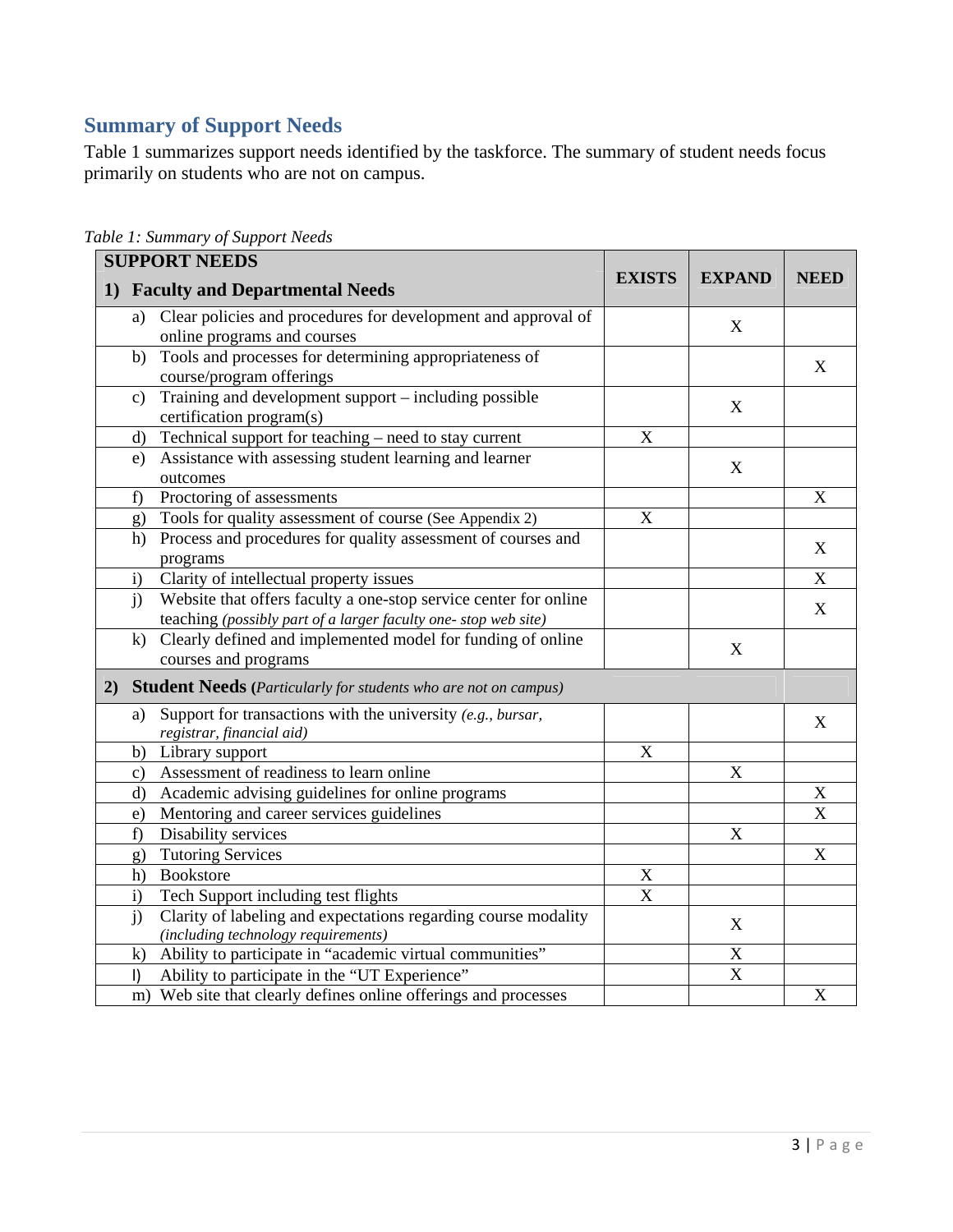## Summary of Support Needs

Table 1 summarizes support needs identified by the taskforce. The summary of student needs focus primarily on students who are not on campus.

*Table 1: Summary of Support Needs*

| SUPPORT NEEDS | EXISTS | EXPAND | NEED |
|---|---|---|---|
| **1) Faculty and Departmental Needs** | | | |
| a) Clear policies and procedures for development and approval of online programs and courses | | X | |
| b) Tools and processes for determining appropriateness of course/program offerings | | | X |
| c) Training and development support – including possible certification program(s) | | X | |
| d) Technical support for teaching – need to stay current | X | | |
| e) Assistance with assessing student learning and learner outcomes | | X | |
| f) Proctoring of assessments | | | X |
| g) Tools for quality assessment of course (See Appendix 2) | X | | |
| h) Process and procedures for quality assessment of courses and programs | | | X |
| i) Clarity of intellectual property issues | | | X |
| j) Website that offers faculty a one-stop service center for online teaching *(possibly part of a larger faculty one- stop web site)* | | | X |
| k) Clearly defined and implemented model for funding of online courses and programs | | X | |
| **2) Student Needs (***Particularly for students who are not on campus***)** | | | |
| a) Support for transactions with the university *(e.g., bursar, registrar, financial aid)* | | | X |
| b) Library support | X | | |
| c) Assessment of readiness to learn online | | X | |
| d) Academic advising guidelines for online programs | | | X |
| e) Mentoring and career services guidelines | | | X |
| f) Disability services | | X | |
| g) Tutoring Services | | | X |
| h) Bookstore | X | | |
| i) Tech Support including test flights | X | | |
| j) Clarity of labeling and expectations regarding course modality *(including technology requirements)* | | X | |
| k) Ability to participate in "academic virtual communities" | | X | |
| l) Ability to participate in the "UT Experience" | | X | |
| m) Web site that clearly defines online offerings and processes | | | X |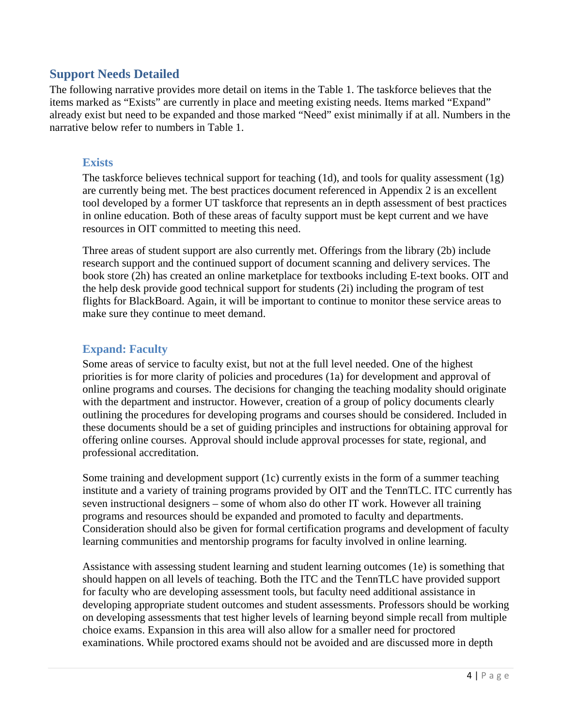## Support Needs Detailed

The following narrative provides more detail on items in the Table 1. The taskforce believes that the items marked as "Exists" are currently in place and meeting existing needs. Items marked "Expand" already exist but need to be expanded and those marked "Need" exist minimally if at all. Numbers in the narrative below refer to numbers in Table 1.

### Exists

The taskforce believes technical support for teaching (1d), and tools for quality assessment (1g) are currently being met. The best practices document referenced in Appendix 2 is an excellent tool developed by a former UT taskforce that represents an in depth assessment of best practices in online education. Both of these areas of faculty support must be kept current and we have resources in OIT committed to meeting this need.

Three areas of student support are also currently met. Offerings from the library (2b) include research support and the continued support of document scanning and delivery services. The book store (2h) has created an online marketplace for textbooks including E-text books. OIT and the help desk provide good technical support for students (2i) including the program of test flights for BlackBoard. Again, it will be important to continue to monitor these service areas to make sure they continue to meet demand.

### Expand: Faculty

Some areas of service to faculty exist, but not at the full level needed. One of the highest priorities is for more clarity of policies and procedures (1a) for development and approval of online programs and courses. The decisions for changing the teaching modality should originate with the department and instructor. However, creation of a group of policy documents clearly outlining the procedures for developing programs and courses should be considered. Included in these documents should be a set of guiding principles and instructions for obtaining approval for offering online courses. Approval should include approval processes for state, regional, and professional accreditation.

Some training and development support (1c) currently exists in the form of a summer teaching institute and a variety of training programs provided by OIT and the TennTLC. ITC currently has seven instructional designers – some of whom also do other IT work. However all training programs and resources should be expanded and promoted to faculty and departments. Consideration should also be given for formal certification programs and development of faculty learning communities and mentorship programs for faculty involved in online learning.

Assistance with assessing student learning and student learning outcomes (1e) is something that should happen on all levels of teaching. Both the ITC and the TennTLC have provided support for faculty who are developing assessment tools, but faculty need additional assistance in developing appropriate student outcomes and student assessments. Professors should be working on developing assessments that test higher levels of learning beyond simple recall from multiple choice exams. Expansion in this area will also allow for a smaller need for proctored examinations. While proctored exams should not be avoided and are discussed more in depth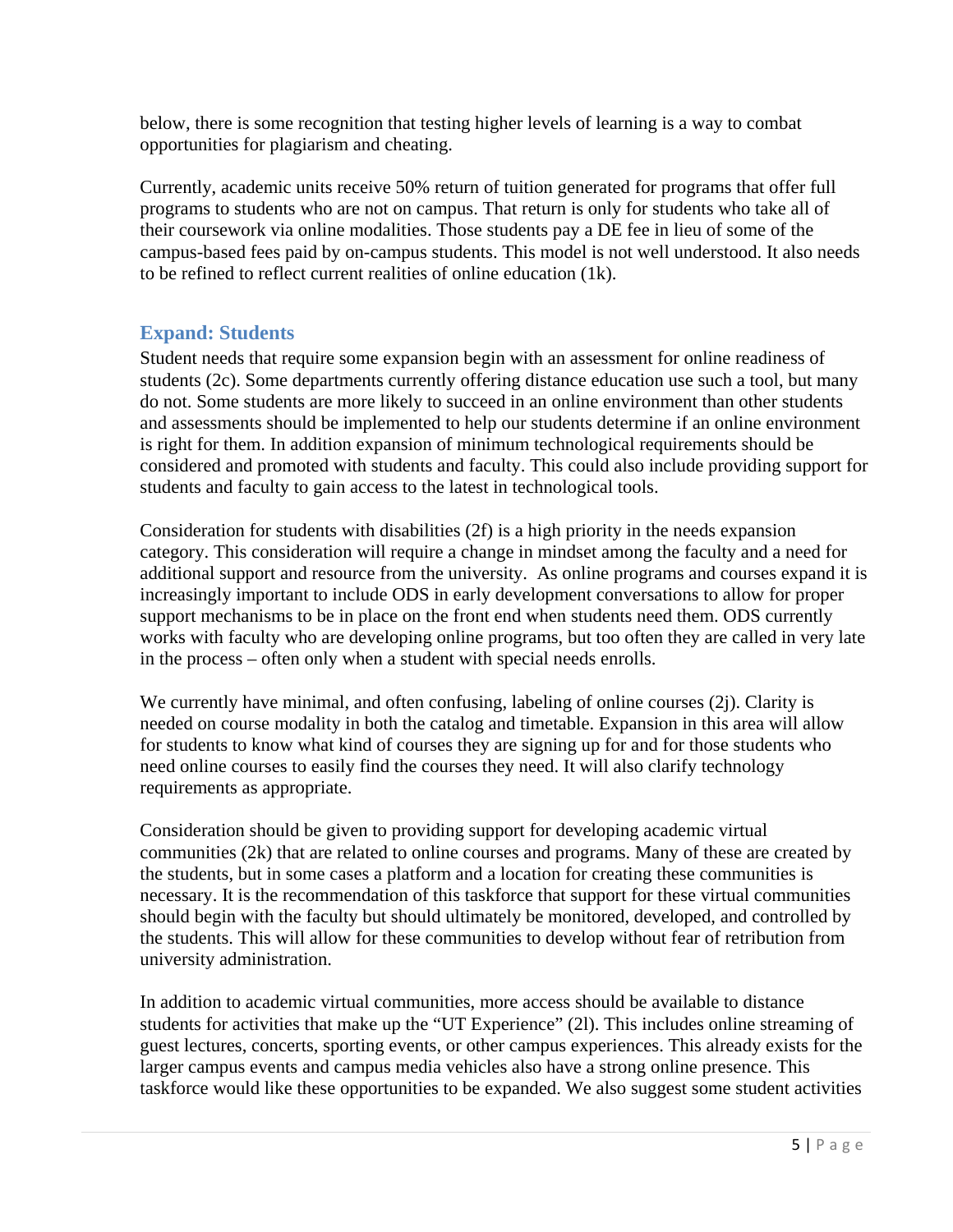below, there is some recognition that testing higher levels of learning is a way to combat opportunities for plagiarism and cheating.

Currently, academic units receive 50% return of tuition generated for programs that offer full programs to students who are not on campus. That return is only for students who take all of their coursework via online modalities. Those students pay a DE fee in lieu of some of the campus-based fees paid by on-campus students. This model is not well understood. It also needs to be refined to reflect current realities of online education (1k).

## Expand: Students

Student needs that require some expansion begin with an assessment for online readiness of students (2c). Some departments currently offering distance education use such a tool, but many do not. Some students are more likely to succeed in an online environment than other students and assessments should be implemented to help our students determine if an online environment is right for them. In addition expansion of minimum technological requirements should be considered and promoted with students and faculty. This could also include providing support for students and faculty to gain access to the latest in technological tools.

Consideration for students with disabilities (2f) is a high priority in the needs expansion category. This consideration will require a change in mindset among the faculty and a need for additional support and resource from the university.  As online programs and courses expand it is increasingly important to include ODS in early development conversations to allow for proper support mechanisms to be in place on the front end when students need them. ODS currently works with faculty who are developing online programs, but too often they are called in very late in the process – often only when a student with special needs enrolls.

We currently have minimal, and often confusing, labeling of online courses (2j). Clarity is needed on course modality in both the catalog and timetable. Expansion in this area will allow for students to know what kind of courses they are signing up for and for those students who need online courses to easily find the courses they need. It will also clarify technology requirements as appropriate.

Consideration should be given to providing support for developing academic virtual communities (2k) that are related to online courses and programs. Many of these are created by the students, but in some cases a platform and a location for creating these communities is necessary. It is the recommendation of this taskforce that support for these virtual communities should begin with the faculty but should ultimately be monitored, developed, and controlled by the students. This will allow for these communities to develop without fear of retribution from university administration.

In addition to academic virtual communities, more access should be available to distance students for activities that make up the "UT Experience" (2l). This includes online streaming of guest lectures, concerts, sporting events, or other campus experiences. This already exists for the larger campus events and campus media vehicles also have a strong online presence. This taskforce would like these opportunities to be expanded. We also suggest some student activities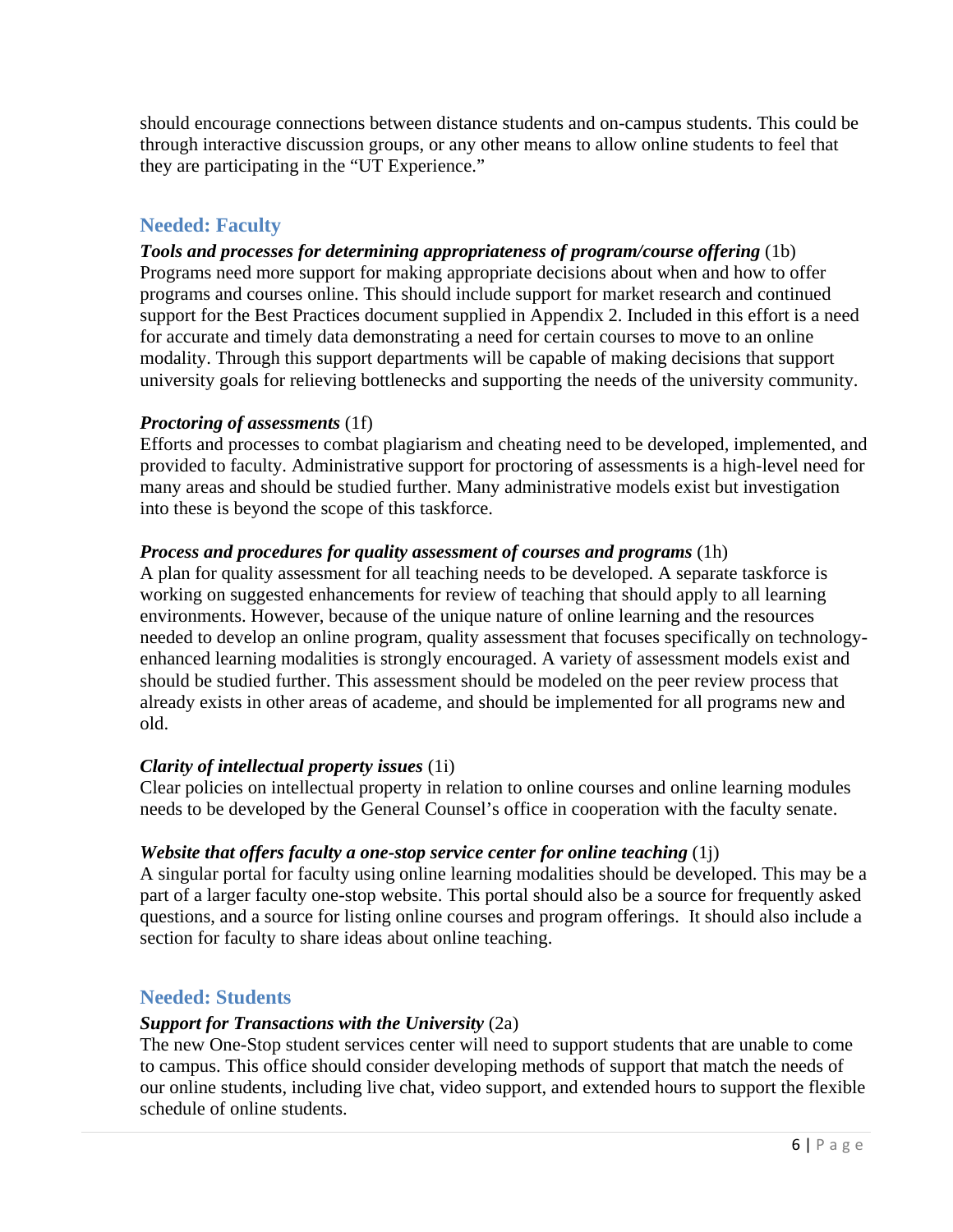should encourage connections between distance students and on-campus students. This could be through interactive discussion groups, or any other means to allow online students to feel that they are participating in the "UT Experience."

## Needed: Faculty

***Tools and processes for determining appropriateness of program/course offering*** (1b)
Programs need more support for making appropriate decisions about when and how to offer programs and courses online. This should include support for market research and continued support for the Best Practices document supplied in Appendix 2. Included in this effort is a need for accurate and timely data demonstrating a need for certain courses to move to an online modality. Through this support departments will be capable of making decisions that support university goals for relieving bottlenecks and supporting the needs of the university community.

***Proctoring of assessments*** (1f)
Efforts and processes to combat plagiarism and cheating need to be developed, implemented, and provided to faculty. Administrative support for proctoring of assessments is a high-level need for many areas and should be studied further. Many administrative models exist but investigation into these is beyond the scope of this taskforce.

***Process and procedures for quality assessment of courses and programs*** (1h)
A plan for quality assessment for all teaching needs to be developed. A separate taskforce is working on suggested enhancements for review of teaching that should apply to all learning environments. However, because of the unique nature of online learning and the resources needed to develop an online program, quality assessment that focuses specifically on technology-enhanced learning modalities is strongly encouraged. A variety of assessment models exist and should be studied further. This assessment should be modeled on the peer review process that already exists in other areas of academe, and should be implemented for all programs new and old.

***Clarity of intellectual property issues*** (1i)
Clear policies on intellectual property in relation to online courses and online learning modules needs to be developed by the General Counsel's office in cooperation with the faculty senate.

***Website that offers faculty a one-stop service center for online teaching*** (1j)
A singular portal for faculty using online learning modalities should be developed. This may be a part of a larger faculty one-stop website. This portal should also be a source for frequently asked questions, and a source for listing online courses and program offerings. It should also include a section for faculty to share ideas about online teaching.

## Needed: Students

***Support for Transactions with the University*** (2a)
The new One-Stop student services center will need to support students that are unable to come to campus. This office should consider developing methods of support that match the needs of our online students, including live chat, video support, and extended hours to support the flexible schedule of online students.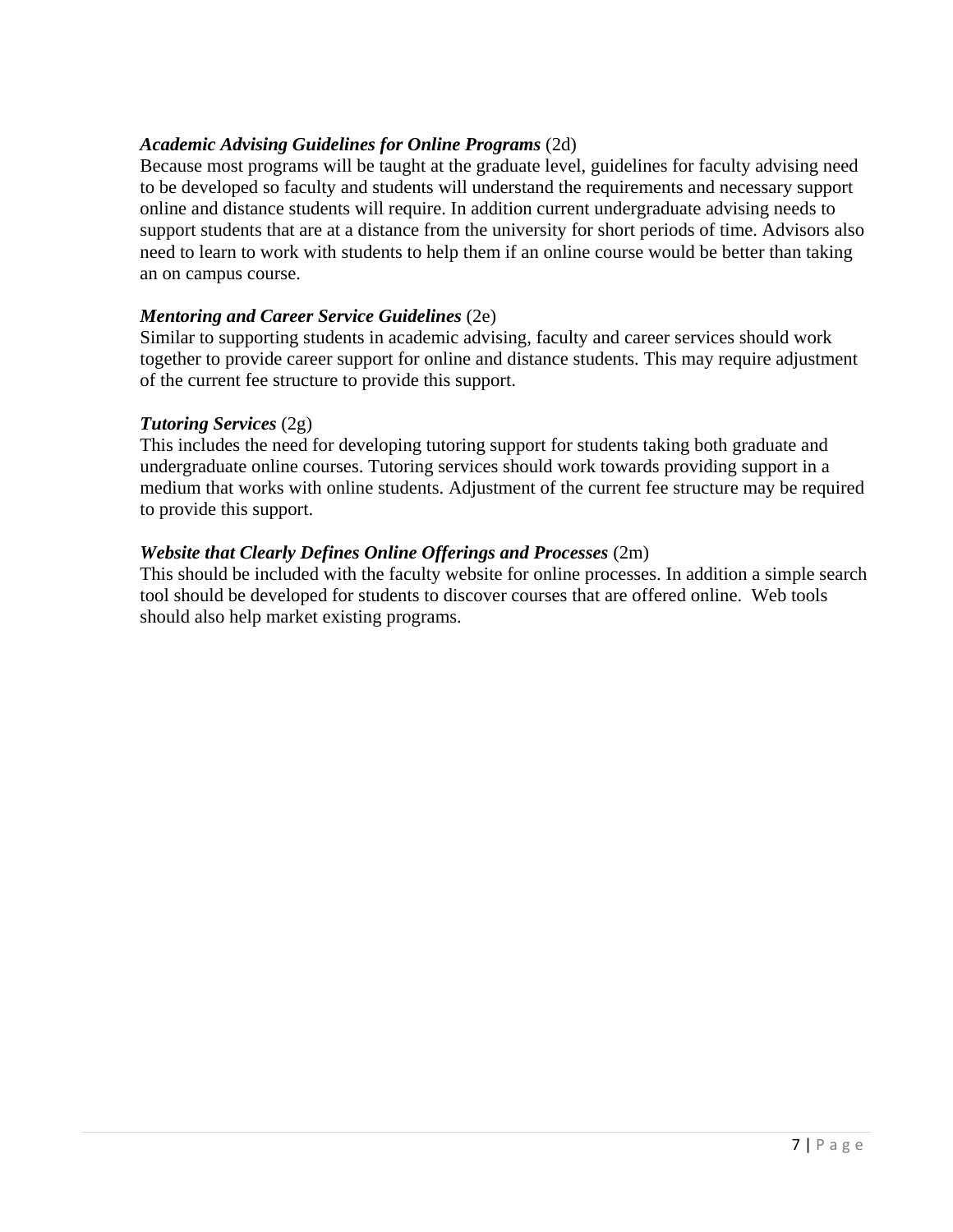***Academic Advising Guidelines for Online Programs*** (2d)
Because most programs will be taught at the graduate level, guidelines for faculty advising need to be developed so faculty and students will understand the requirements and necessary support online and distance students will require. In addition current undergraduate advising needs to support students that are at a distance from the university for short periods of time. Advisors also need to learn to work with students to help them if an online course would be better than taking an on campus course.

***Mentoring and Career Service Guidelines*** (2e)
Similar to supporting students in academic advising, faculty and career services should work together to provide career support for online and distance students. This may require adjustment of the current fee structure to provide this support.

***Tutoring Services*** (2g)
This includes the need for developing tutoring support for students taking both graduate and undergraduate online courses. Tutoring services should work towards providing support in a medium that works with online students. Adjustment of the current fee structure may be required to provide this support.

***Website that Clearly Defines Online Offerings and Processes*** (2m)
This should be included with the faculty website for online processes. In addition a simple search tool should be developed for students to discover courses that are offered online. Web tools should also help market existing programs.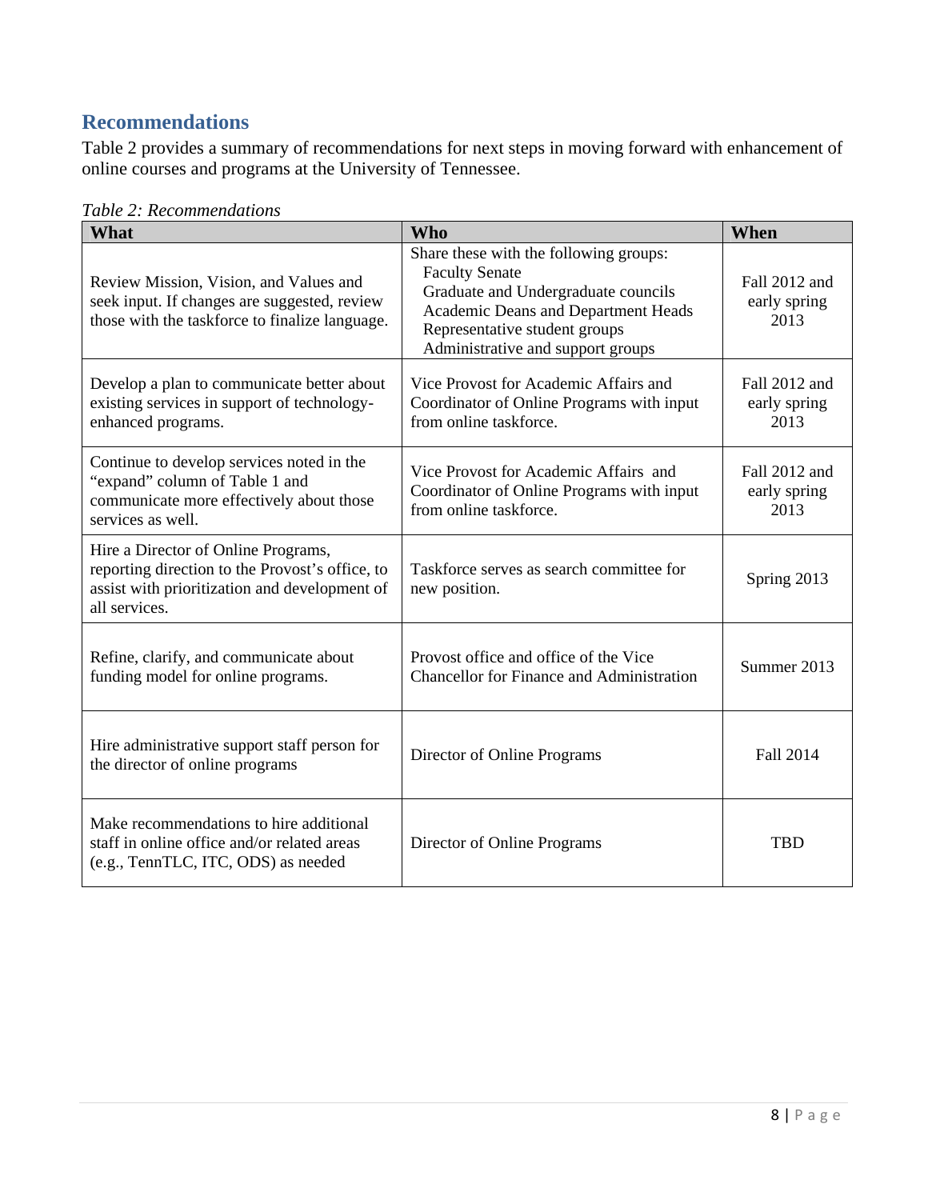## Recommendations

Table 2 provides a summary of recommendations for next steps in moving forward with enhancement of online courses and programs at the University of Tennessee.

*Table 2: Recommendations*

| What | Who | When |
|---|---|---|
| Review Mission, Vision, and Values and seek input. If changes are suggested, review those with the taskforce to finalize language. | Share these with the following groups:<br>Faculty Senate<br>Graduate and Undergraduate councils<br>Academic Deans and Department Heads<br>Representative student groups<br>Administrative and support groups | Fall 2012 and early spring 2013 |
| Develop a plan to communicate better about existing services in support of technology-enhanced programs. | Vice Provost for Academic Affairs and Coordinator of Online Programs with input from online taskforce. | Fall 2012 and early spring 2013 |
| Continue to develop services noted in the "expand" column of Table 1 and communicate more effectively about those services as well. | Vice Provost for Academic Affairs and Coordinator of Online Programs with input from online taskforce. | Fall 2012 and early spring 2013 |
| Hire a Director of Online Programs, reporting direction to the Provost's office, to assist with prioritization and development of all services. | Taskforce serves as search committee for new position. | Spring 2013 |
| Refine, clarify, and communicate about funding model for online programs. | Provost office and office of the Vice Chancellor for Finance and Administration | Summer 2013 |
| Hire administrative support staff person for the director of online programs | Director of Online Programs | Fall 2014 |
| Make recommendations to hire additional staff in online office and/or related areas (e.g., TennTLC, ITC, ODS) as needed | Director of Online Programs | TBD |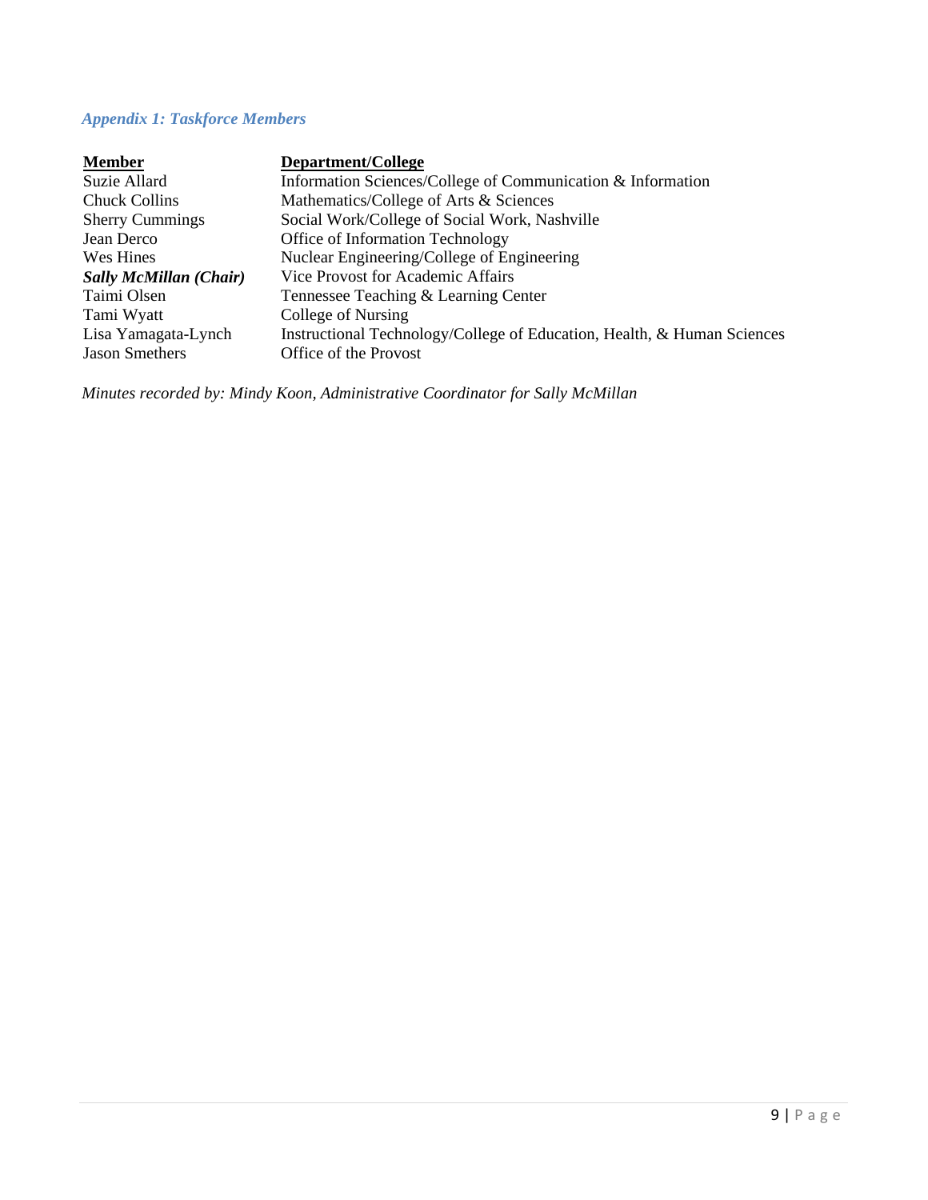### *Appendix 1: Taskforce Members*

| Member | Department/College |
| --- | --- |
| Suzie Allard | Information Sciences/College of Communication & Information |
| Chuck Collins | Mathematics/College of Arts & Sciences |
| Sherry Cummings | Social Work/College of Social Work, Nashville |
| Jean Derco | Office of Information Technology |
| Wes Hines | Nuclear Engineering/College of Engineering |
| ***Sally McMillan (Chair)*** | Vice Provost for Academic Affairs |
| Taimi Olsen | Tennessee Teaching & Learning Center |
| Tami Wyatt | College of Nursing |
| Lisa Yamagata-Lynch | Instructional Technology/College of Education, Health, & Human Sciences |
| Jason Smethers | Office of the Provost |

*Minutes recorded by: Mindy Koon, Administrative Coordinator for Sally McMillan*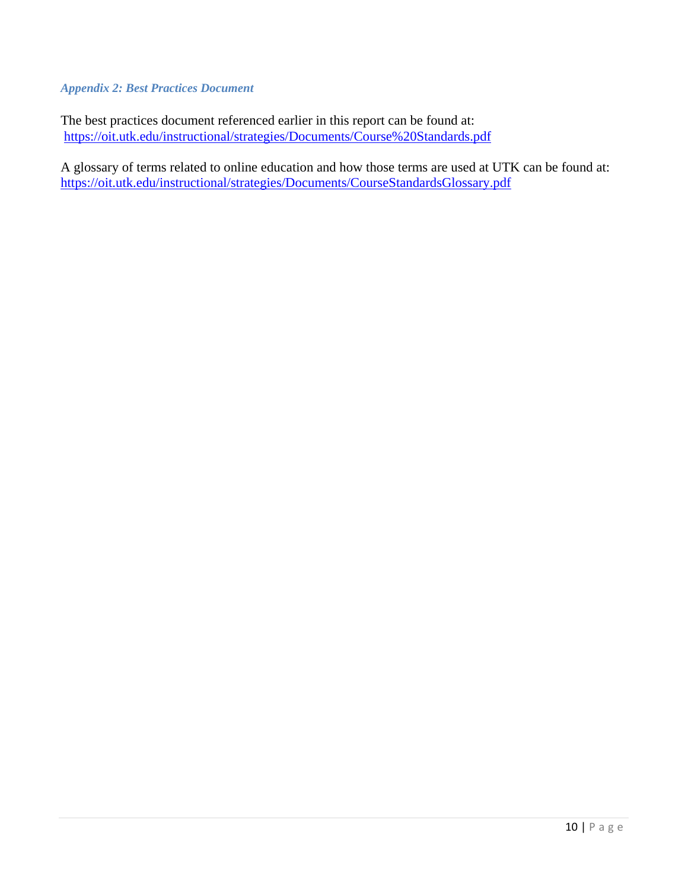### *Appendix 2: Best Practices Document*

The best practices document referenced earlier in this report can be found at:
https://oit.utk.edu/instructional/strategies/Documents/Course%20Standards.pdf

A glossary of terms related to online education and how those terms are used at UTK can be found at:
https://oit.utk.edu/instructional/strategies/Documents/CourseStandardsGlossary.pdf